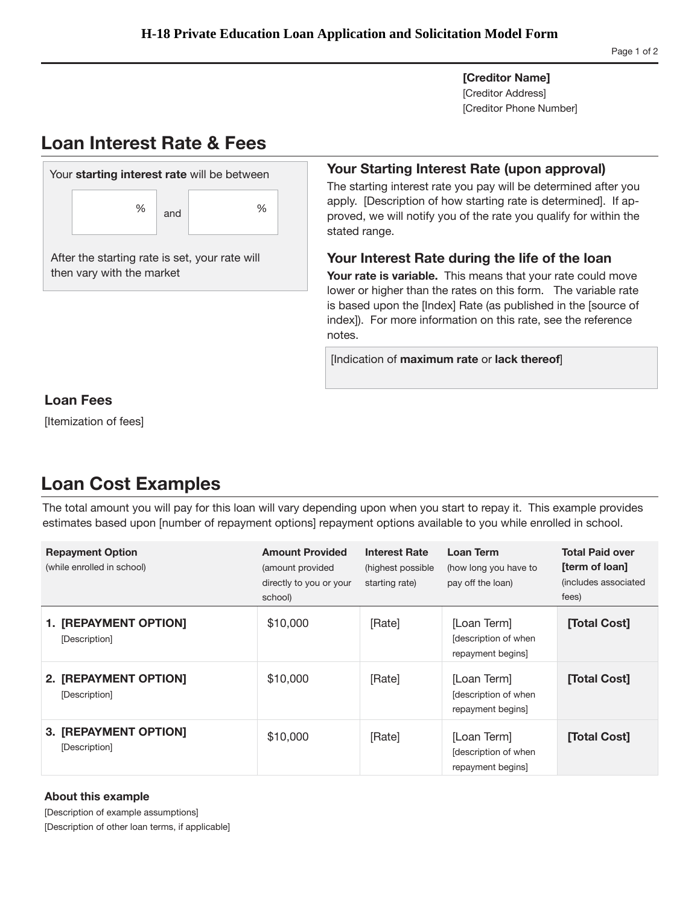# H-18 Private Education Loan Application and Solicitation Model Form

**[Creditor Name]**
[Creditor Address]
[Creditor Phone Number]

## Loan Interest Rate & Fees

Your **starting interest rate** will be between

% and %

After the starting rate is set, your rate will then vary with the market

### Your Starting Interest Rate (upon approval)

The starting interest rate you pay will be determined after you apply. [Description of how starting rate is determined]. If approved, we will notify you of the rate you qualify for within the stated range.

### Your Interest Rate during the life of the loan

**Your rate is variable.** This means that your rate could move lower or higher than the rates on this form. The variable rate is based upon the [Index] Rate (as published in the [source of index]). For more information on this rate, see the reference notes.

[Indication of **maximum rate** or **lack thereof**]

### Loan Fees

[Itemization of fees]

## Loan Cost Examples

The total amount you will pay for this loan will vary depending upon when you start to repay it. This example provides estimates based upon [number of repayment options] repayment options available to you while enrolled in school.

| **Repayment Option** (while enrolled in school) | **Amount Provided** (amount provided directly to you or your school) | **Interest Rate** (highest possible starting rate) | **Loan Term** (how long you have to pay off the loan) | **Total Paid over [term of loan]** (includes associated fees) |
|---|---|---|---|---|
| **1. [REPAYMENT OPTION]** [Description] | $10,000 | [Rate] | [Loan Term] [description of when repayment begins] | **[Total Cost]** |
| **2. [REPAYMENT OPTION]** [Description] | $10,000 | [Rate] | [Loan Term] [description of when repayment begins] | **[Total Cost]** |
| **3. [REPAYMENT OPTION]** [Description] | $10,000 | [Rate] | [Loan Term] [description of when repayment begins] | **[Total Cost]** |

### About this example

[Description of example assumptions]
[Description of other loan terms, if applicable]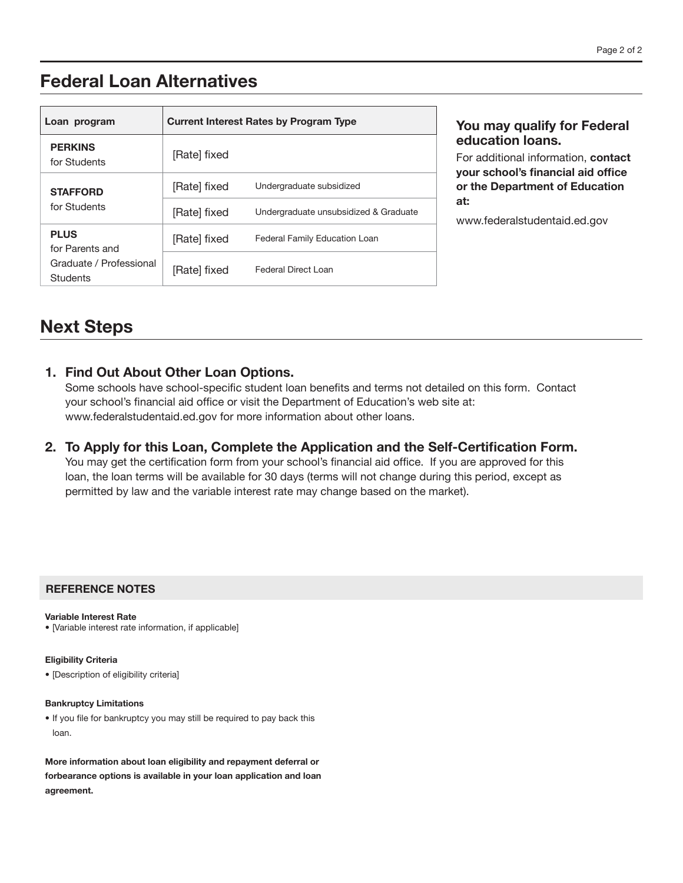## Federal Loan Alternatives

| Loan program | Current Interest Rates by Program Type | |
|---|---|---|
| **PERKINS** for Students | [Rate] fixed | |
| **STAFFORD** for Students | [Rate] fixed | Undergraduate subsidized |
| | [Rate] fixed | Undergraduate unsubsidized & Graduate |
| **PLUS** for Parents and Graduate / Professional Students | [Rate] fixed | Federal Family Education Loan |
| | [Rate] fixed | Federal Direct Loan |

### You may qualify for Federal education loans.

For additional information, **contact your school's financial aid office or the Department of Education at:**

www.federalstudentaid.ed.gov

## Next Steps

1. **Find Out About Other Loan Options.**
   Some schools have school-specific student loan benefits and terms not detailed on this form. Contact your school's financial aid office or visit the Department of Education's web site at: www.federalstudentaid.ed.gov for more information about other loans.

2. **To Apply for this Loan, Complete the Application and the Self-Certification Form.**
   You may get the certification form from your school's financial aid office. If you are approved for this loan, the loan terms will be available for 30 days (terms will not change during this period, except as permitted by law and the variable interest rate may change based on the market).

### REFERENCE NOTES

**Variable Interest Rate**

- [Variable interest rate information, if applicable]

**Eligibility Criteria**

- [Description of eligibility criteria]

**Bankruptcy Limitations**

- If you file for bankruptcy you may still be required to pay back this loan.

**More information about loan eligibility and repayment deferral or forbearance options is available in your loan application and loan agreement.**